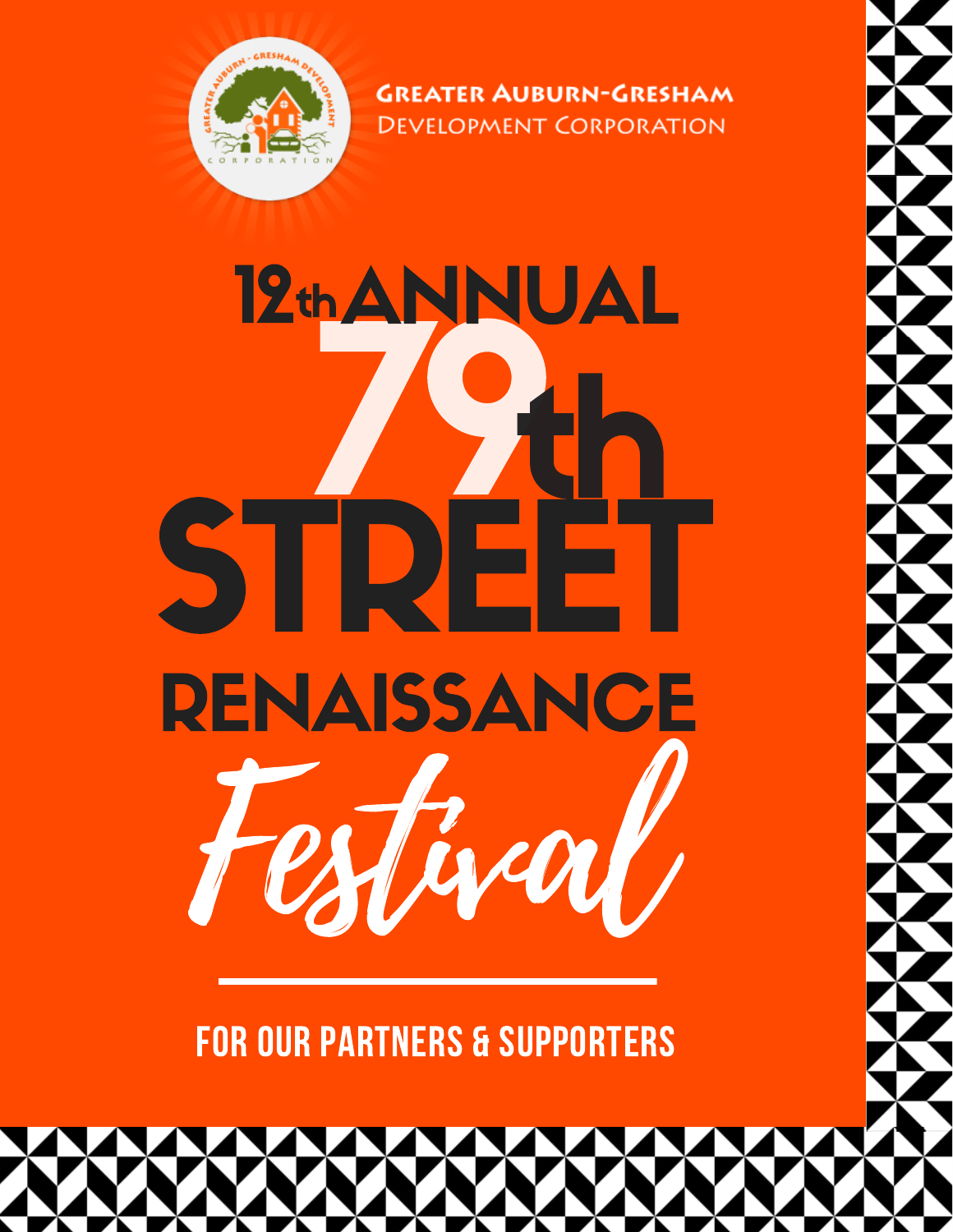**Greater Auburn-Gresham Development Corporation**

# 12th Annual 79th Street Renaissance Festival

## For Our Partners & Supporters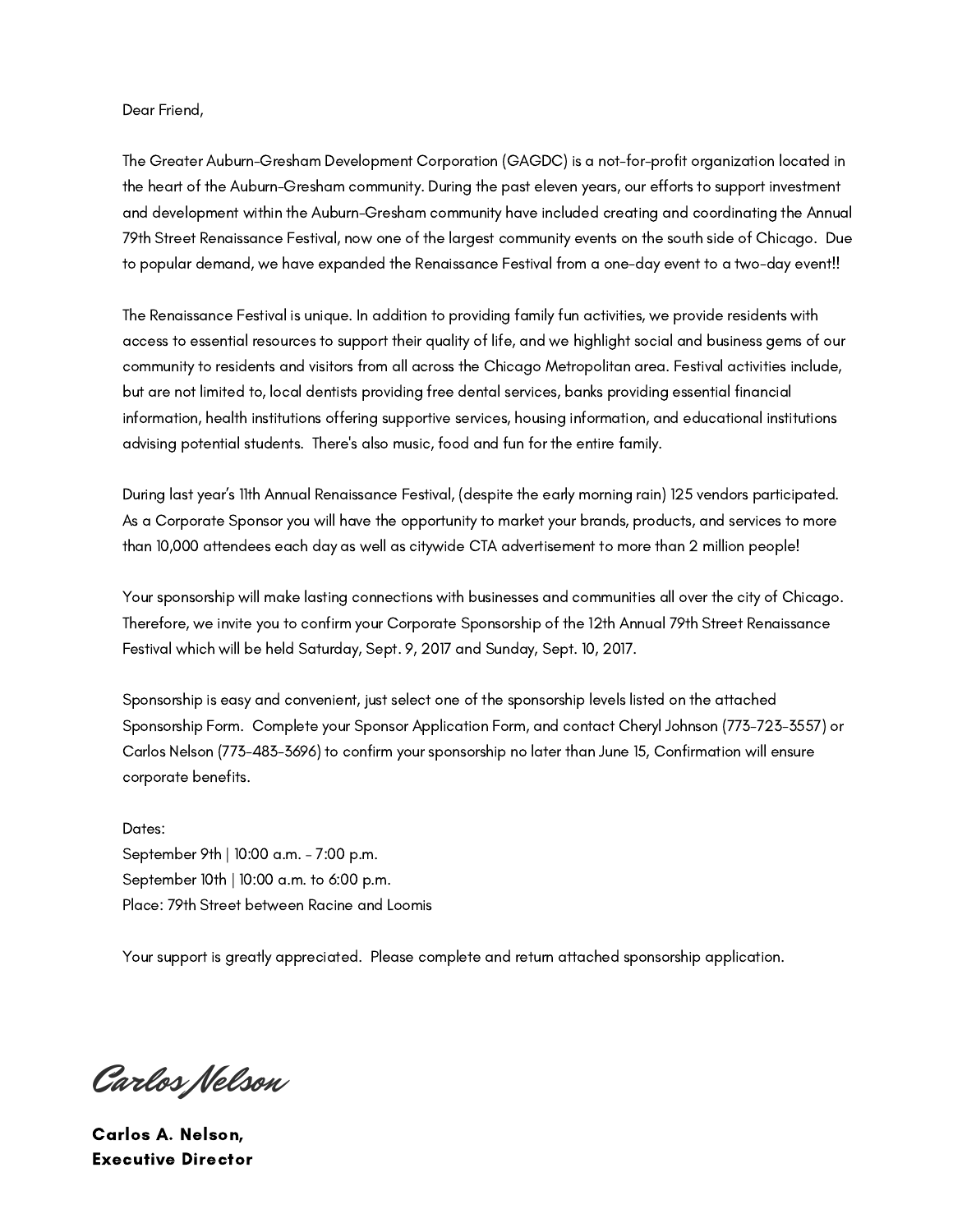Dear Friend,

The Greater Auburn-Gresham Development Corporation (GAGDC) is a not-for-profit organization located in the heart of the Auburn-Gresham community. During the past eleven years, our efforts to support investment and development within the Auburn-Gresham community have included creating and coordinating the Annual 79th Street Renaissance Festival, now one of the largest community events on the south side of Chicago. Due to popular demand, we have expanded the Renaissance Festival from a one-day event to a two-day event!!

The Renaissance Festival is unique. In addition to providing family fun activities, we provide residents with access to essential resources to support their quality of life, and we highlight social and business gems of our community to residents and visitors from all across the Chicago Metropolitan area. Festival activities include, but are not limited to, local dentists providing free dental services, banks providing essential financial information, health institutions offering supportive services, housing information, and educational institutions advising potential students. There's also music, food and fun for the entire family.

During last year's 11th Annual Renaissance Festival, (despite the early morning rain) 125 vendors participated. As a Corporate Sponsor you will have the opportunity to market your brands, products, and services to more than 10,000 attendees each day as well as citywide CTA advertisement to more than 2 million people!

Your sponsorship will make lasting connections with businesses and communities all over the city of Chicago. Therefore, we invite you to confirm your Corporate Sponsorship of the 12th Annual 79th Street Renaissance Festival which will be held Saturday, Sept. 9, 2017 and Sunday, Sept. 10, 2017.

Sponsorship is easy and convenient, just select one of the sponsorship levels listed on the attached Sponsorship Form. Complete your Sponsor Application Form, and contact Cheryl Johnson (773-723-3557) or Carlos Nelson (773-483-3696) to confirm your sponsorship no later than June 15, Confirmation will ensure corporate benefits.

Dates:
September 9th | 10:00 a.m. - 7:00 p.m.
September 10th | 10:00 a.m. to 6:00 p.m.
Place: 79th Street between Racine and Loomis

Your support is greatly appreciated. Please complete and return attached sponsorship application.

*Carlos Nelson*

**Carlos A. Nelson,**
**Executive Director**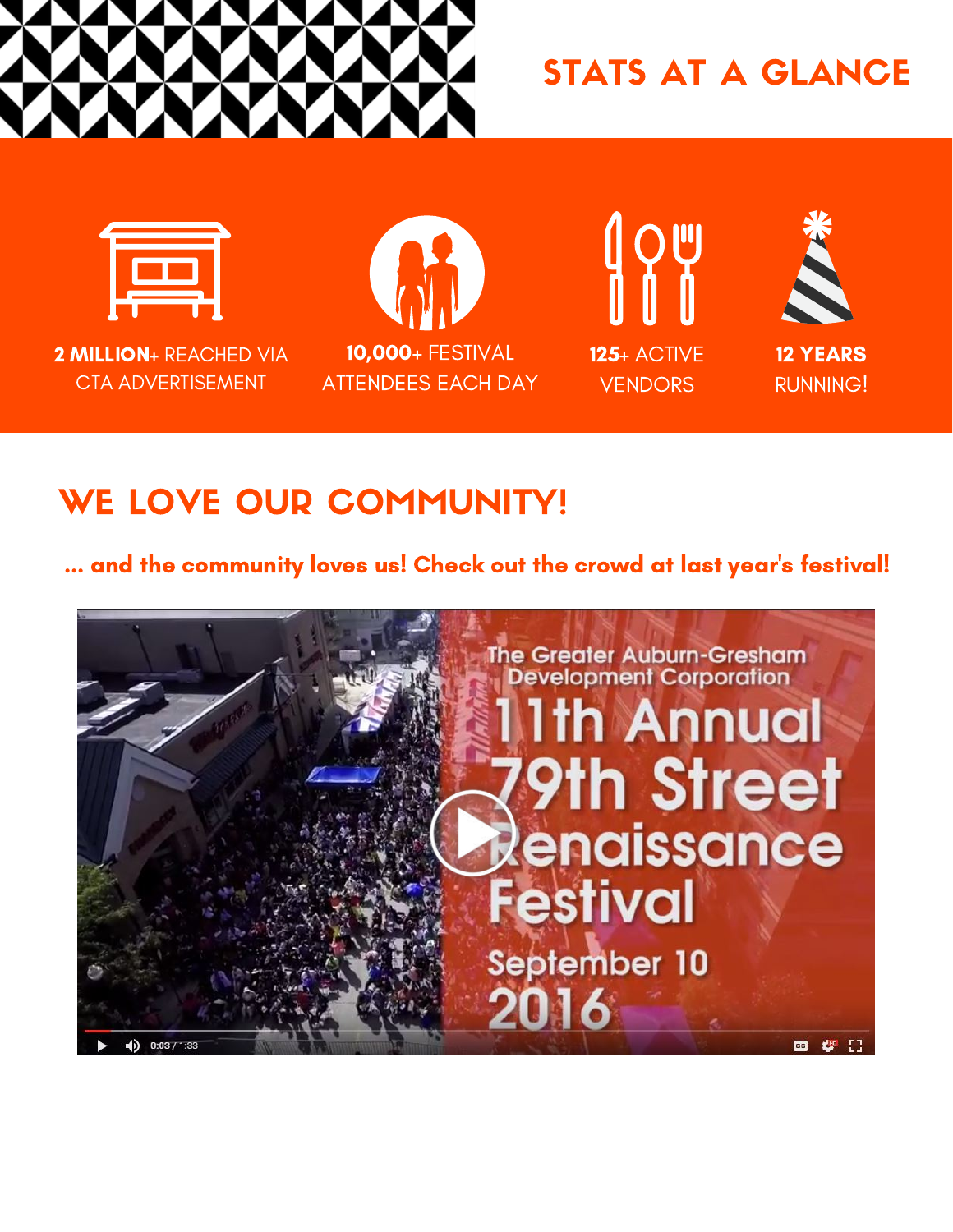# STATS AT A GLANCE

**2 MILLION+** REACHED VIA CTA ADVERTISEMENT

**10,000+** FESTIVAL ATTENDEES EACH DAY

**125+** ACTIVE VENDORS

**12 YEARS** RUNNING!

## WE LOVE OUR COMMUNITY!

**... and the community loves us! Check out the crowd at last year's festival!**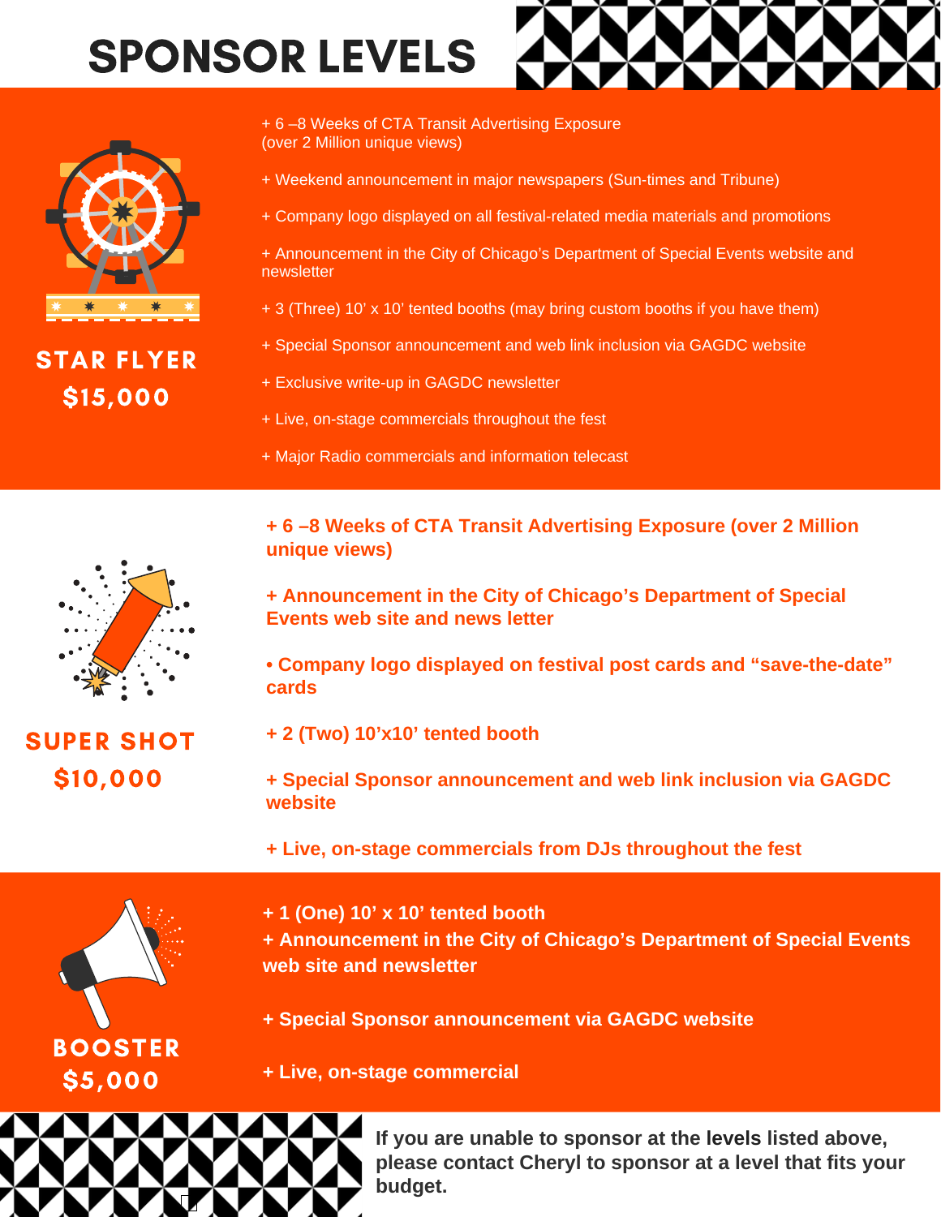# SPONSOR LEVELS

## STAR FLYER
## $15,000

+ 6 –8 Weeks of CTA Transit Advertising Exposure (over 2 Million unique views)

+ Weekend announcement in major newspapers (Sun-times and Tribune)

+ Company logo displayed on all festival-related media materials and promotions

+ Announcement in the City of Chicago's Department of Special Events website and newsletter

+ 3 (Three) 10' x 10' tented booths (may bring custom booths if you have them)

+ Special Sponsor announcement and web link inclusion via GAGDC website

+ Exclusive write-up in GAGDC newsletter

+ Live, on-stage commercials throughout the fest

+ Major Radio commercials and information telecast

## SUPER SHOT
## $10,000

**+ 6 –8 Weeks of CTA Transit Advertising Exposure (over 2 Million unique views)**

**+ Announcement in the City of Chicago's Department of Special Events web site and news letter**

**• Company logo displayed on festival post cards and "save-the-date" cards**

**+ 2 (Two) 10'x10' tented booth**

**+ Special Sponsor announcement and web link inclusion via GAGDC website**

**+ Live, on-stage commercials from DJs throughout the fest**

## BOOSTER
## $5,000

**+ 1 (One) 10' x 10' tented booth**
**+ Announcement in the City of Chicago's Department of Special Events web site and newsletter**

**+ Special Sponsor announcement via GAGDC website**

**+ Live, on-stage commercial**

**If you are unable to sponsor at the levels listed above, please contact Cheryl to sponsor at a level that fits your budget.**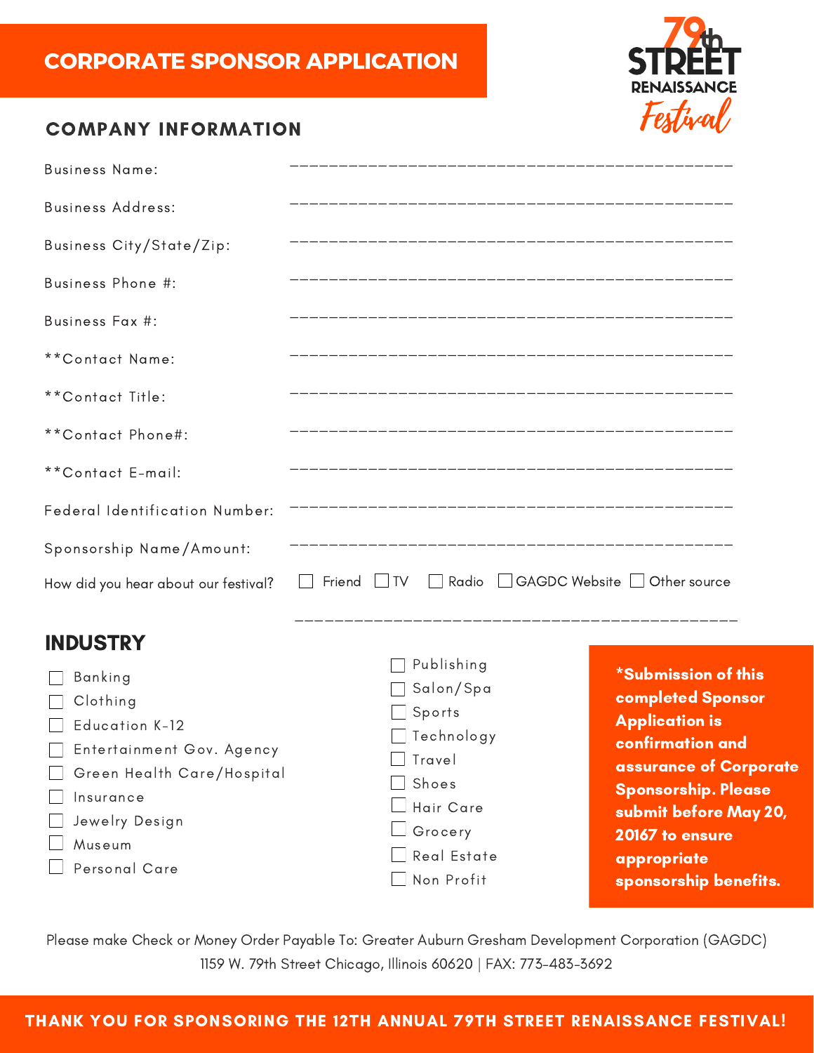# CORPORATE SPONSOR APPLICATION

79th STREET RENAISSANCE Festival

## COMPANY INFORMATION

Business Name: ____________________________________________

Business Address: ____________________________________________

Business City/State/Zip: ____________________________________________

Business Phone #: ____________________________________________

Business Fax #: ____________________________________________

**Contact Name: ____________________________________________

**Contact Title: ____________________________________________

**Contact Phone#: ____________________________________________

**Contact E-mail: ____________________________________________

Federal Identification Number: ____________________________________________

Sponsorship Name/Amount: ____________________________________________

How did you hear about our festival? ☐ Friend ☐ TV ☐ Radio ☐ GAGDC Website ☐ Other source

____________________________________________

## INDUSTRY

- ☐ Banking
- ☐ Clothing
- ☐ Education K-12
- ☐ Entertainment Gov. Agency
- ☐ Green Health Care/Hospital
- ☐ Insurance
- ☐ Jewelry Design
- ☐ Museum
- ☐ Personal Care
- ☐ Publishing
- ☐ Salon/Spa
- ☐ Sports
- ☐ Technology
- ☐ Travel
- ☐ Shoes
- ☐ Hair Care
- ☐ Grocery
- ☐ Real Estate
- ☐ Non Profit

**\*Submission of this completed Sponsor Application is confirmation and assurance of Corporate Sponsorship. Please submit before May 20, 20167 to ensure appropriate sponsorship benefits.**

Please make Check or Money Order Payable To: Greater Auburn Gresham Development Corporation (GAGDC)
1159 W. 79th Street Chicago, Illinois 60620 | FAX: 773-483-3692

**THANK YOU FOR SPONSORING THE 12TH ANNUAL 79TH STREET RENAISSANCE FESTIVAL!**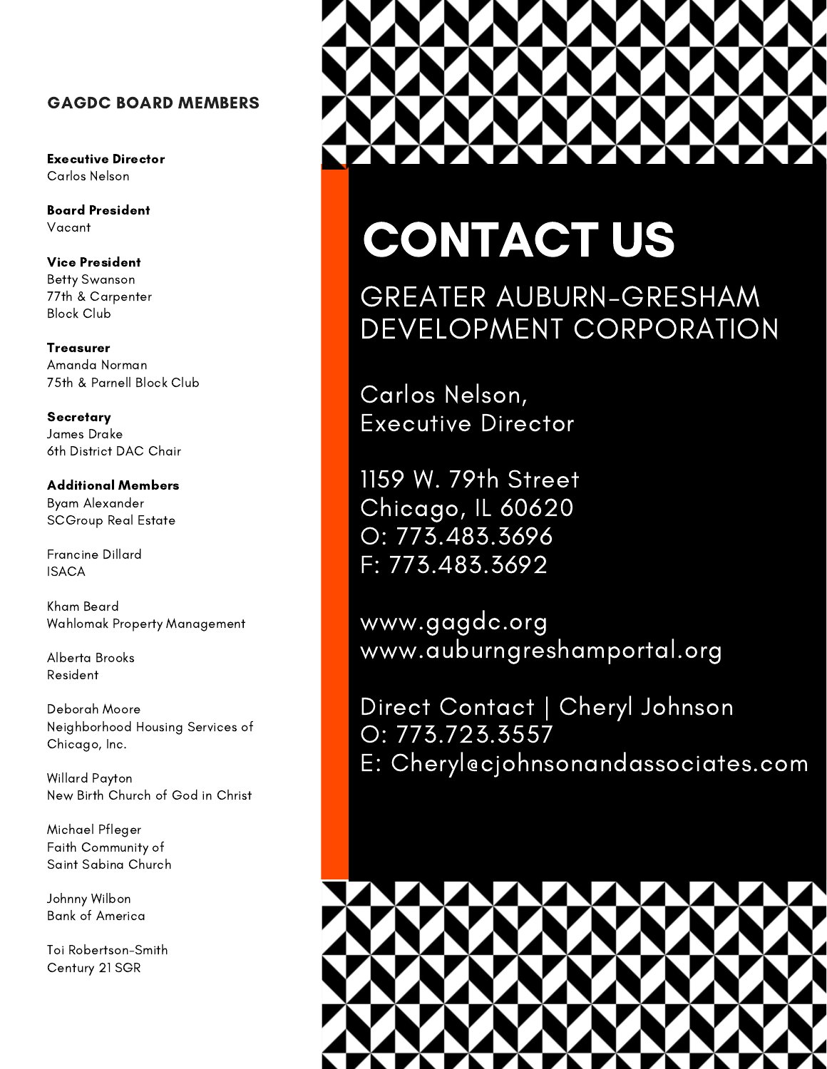## GAGDC BOARD MEMBERS

**Executive Director**
Carlos Nelson

**Board President**
Vacant

**Vice President**
Betty Swanson
77th & Carpenter Block Club

**Treasurer**
Amanda Norman
75th & Parnell Block Club

**Secretary**
James Drake
6th District DAC Chair

**Additional Members**
Byam Alexander
SCGroup Real Estate

Francine Dillard
ISACA

Kham Beard
Wahlomak Property Management

Alberta Brooks
Resident

Deborah Moore
Neighborhood Housing Services of Chicago, Inc.

Willard Payton
New Birth Church of God in Christ

Michael Pfleger
Faith Community of Saint Sabina Church

Johnny Wilbon
Bank of America

Toi Robertson-Smith
Century 21 SGR

# CONTACT US

## GREATER AUBURN-GRESHAM DEVELOPMENT CORPORATION

Carlos Nelson,
Executive Director

1159 W. 79th Street
Chicago, IL 60620
O: 773.483.3696
F: 773.483.3692

www.gagdc.org
www.auburngreshamportal.org

Direct Contact | Cheryl Johnson
O: 773.723.3557
E: Cheryl@cjohnsonandassociates.com